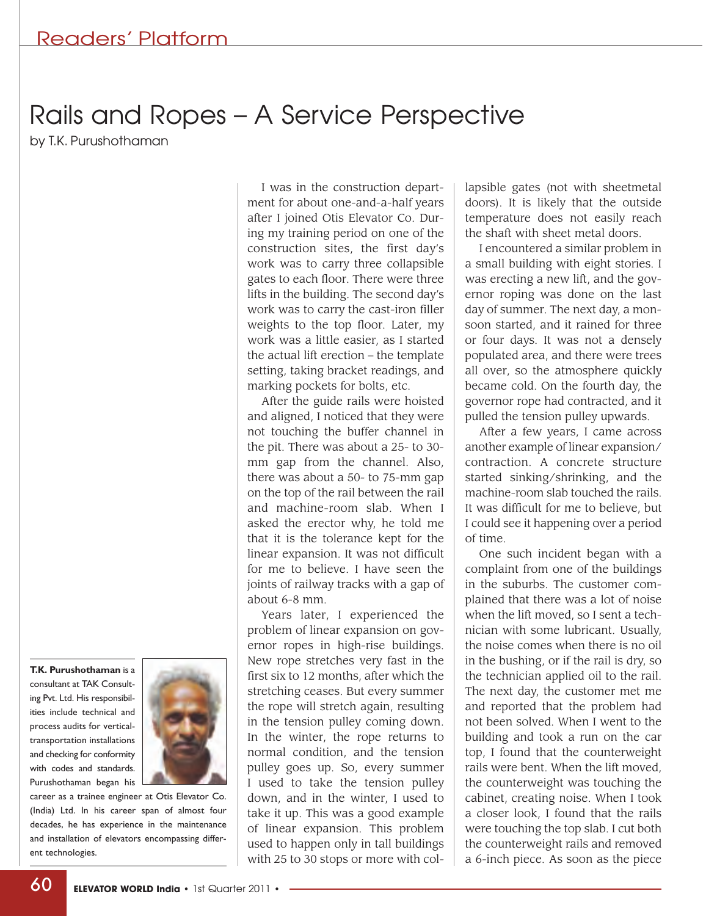# Rails and Ropes – A Service Perspective

by T.K. Purushothaman

I was in the construction department for about one-and-a-half years after I joined Otis Elevator Co. During my training period on one of the construction sites, the first day's work was to carry three collapsible gates to each floor. There were three lifts in the building. The second day's work was to carry the cast-iron filler weights to the top floor. Later, my work was a little easier, as I started the actual lift erection – the template setting, taking bracket readings, and marking pockets for bolts, etc.

After the guide rails were hoisted and aligned, I noticed that they were not touching the buffer channel in the pit. There was about a 25- to 30-mm gap from the channel. Also, there was about a 50- to 75-mm gap on the top of the rail between the rail and machine-room slab. When I asked the erector why, he told me that it is the tolerance kept for the linear expansion. It was not difficult for me to believe. I have seen the joints of railway tracks with a gap of about 6-8 mm.

Years later, I experienced the problem of linear expansion on governor ropes in high-rise buildings. New rope stretches very fast in the first six to 12 months, after which the stretching ceases. But every summer the rope will stretch again, resulting in the tension pulley coming down. In the winter, the rope returns to normal condition, and the tension pulley goes up. So, every summer I used to take the tension pulley down, and in the winter, I used to take it up. This was a good example of linear expansion. This problem used to happen only in tall buildings with 25 to 30 stops or more with collapsible gates (not with sheetmetal doors). It is likely that the outside temperature does not easily reach the shaft with sheet metal doors.

I encountered a similar problem in a small building with eight stories. I was erecting a new lift, and the governor roping was done on the last day of summer. The next day, a monsoon started, and it rained for three or four days. It was not a densely populated area, and there were trees all over, so the atmosphere quickly became cold. On the fourth day, the governor rope had contracted, and it pulled the tension pulley upwards.

After a few years, I came across another example of linear expansion/contraction. A concrete structure started sinking/shrinking, and the machine-room slab touched the rails. It was difficult for me to believe, but I could see it happening over a period of time.

One such incident began with a complaint from one of the buildings in the suburbs. The customer complained that there was a lot of noise when the lift moved, so I sent a technician with some lubricant. Usually, the noise comes when there is no oil in the bushing, or if the rail is dry, so the technician applied oil to the rail. The next day, the customer met me and reported that the problem had not been solved. When I went to the building and took a run on the car top, I found that the counterweight rails were bent. When the lift moved, the counterweight was touching the cabinet, creating noise. When I took a closer look, I found that the rails were touching the top slab. I cut both the counterweight rails and removed a 6-inch piece. As soon as the piece

**T.K. Purushothaman** is a consultant at TAK Consulting Pvt. Ltd. His responsibilities include technical and process audits for vertical-transportation installations and checking for conformity with codes and standards. Purushothaman began his career as a trainee engineer at Otis Elevator Co. (India) Ltd. In his career span of almost four decades, he has experience in the maintenance and installation of elevators encompassing different technologies.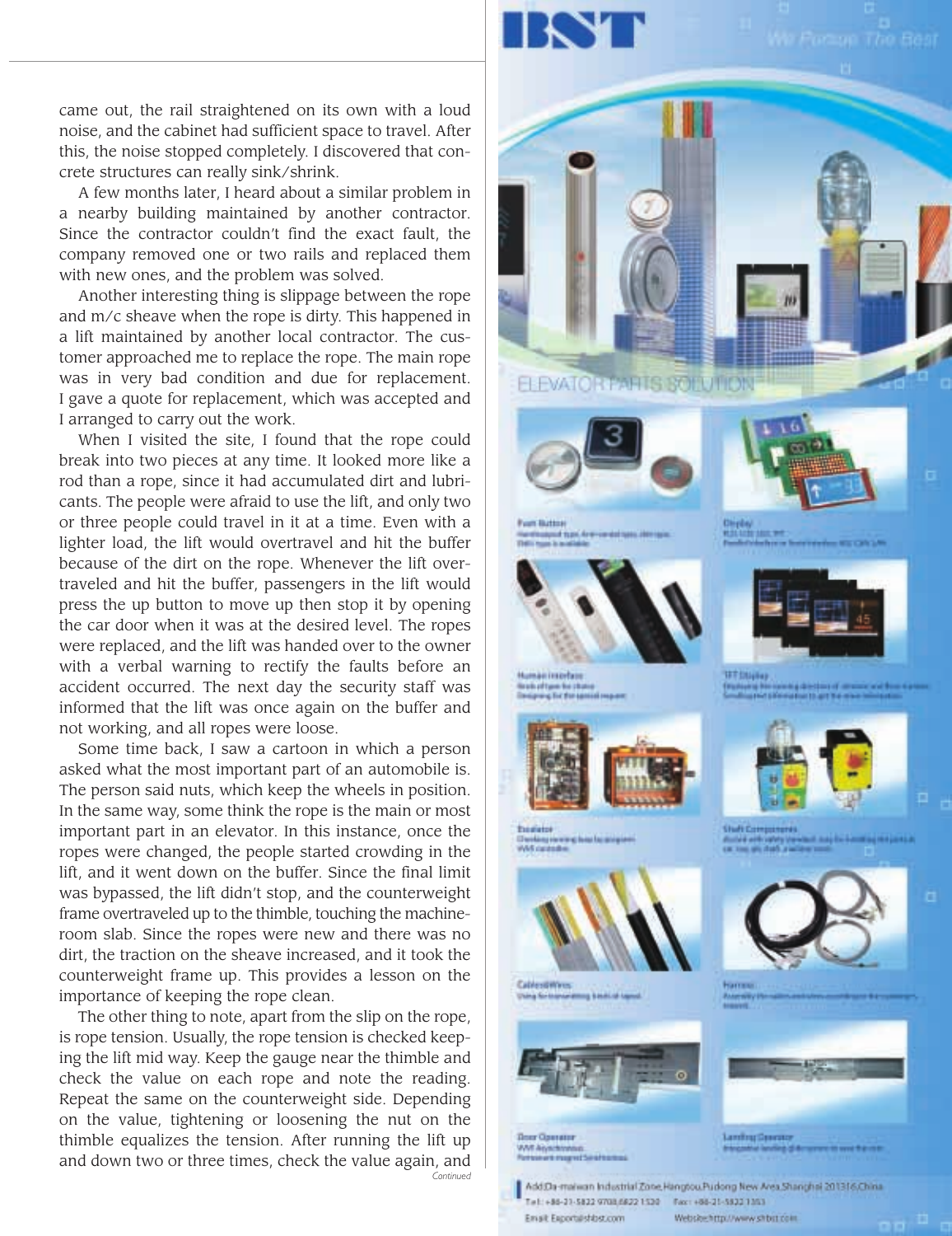came out, the rail straightened on its own with a loud noise, and the cabinet had sufficient space to travel. After this, the noise stopped completely. I discovered that concrete structures can really sink/shrink.

A few months later, I heard about a similar problem in a nearby building maintained by another contractor. Since the contractor couldn't find the exact fault, the company removed one or two rails and replaced them with new ones, and the problem was solved.

Another interesting thing is slippage between the rope and m/c sheave when the rope is dirty. This happened in a lift maintained by another local contractor. The customer approached me to replace the rope. The main rope was in very bad condition and due for replacement. I gave a quote for replacement, which was accepted and I arranged to carry out the work.

When I visited the site, I found that the rope could break into two pieces at any time. It looked more like a rod than a rope, since it had accumulated dirt and lubricants. The people were afraid to use the lift, and only two or three people could travel in it at a time. Even with a lighter load, the lift would overtravel and hit the buffer because of the dirt on the rope. Whenever the lift overtraveled and hit the buffer, passengers in the lift would press the up button to move up then stop it by opening the car door when it was at the desired level. The ropes were replaced, and the lift was handed over to the owner with a verbal warning to rectify the faults before an accident occurred. The next day the security staff was informed that the lift was once again on the buffer and not working, and all ropes were loose.

Some time back, I saw a cartoon in which a person asked what the most important part of an automobile is. The person said nuts, which keep the wheels in position. In the same way, some think the rope is the main or most important part in an elevator. In this instance, once the ropes were changed, the people started crowding in the lift, and it went down on the buffer. Since the final limit was bypassed, the lift didn't stop, and the counterweight frame overtraveled up to the thimble, touching the machine-room slab. Since the ropes were new and there was no dirt, the traction on the sheave increased, and it took the counterweight frame up. This provides a lesson on the importance of keeping the rope clean.

The other thing to note, apart from the slip on the rope, is rope tension. Usually, the rope tension is checked keeping the lift mid way. Keep the gauge near the thimble and check the value on each rope and note the reading. Repeat the same on the counterweight side. Depending on the value, tightening or loosening the nut on the thimble equalizes the tension. After running the lift up and down two or three times, check the value again, and

*Continued*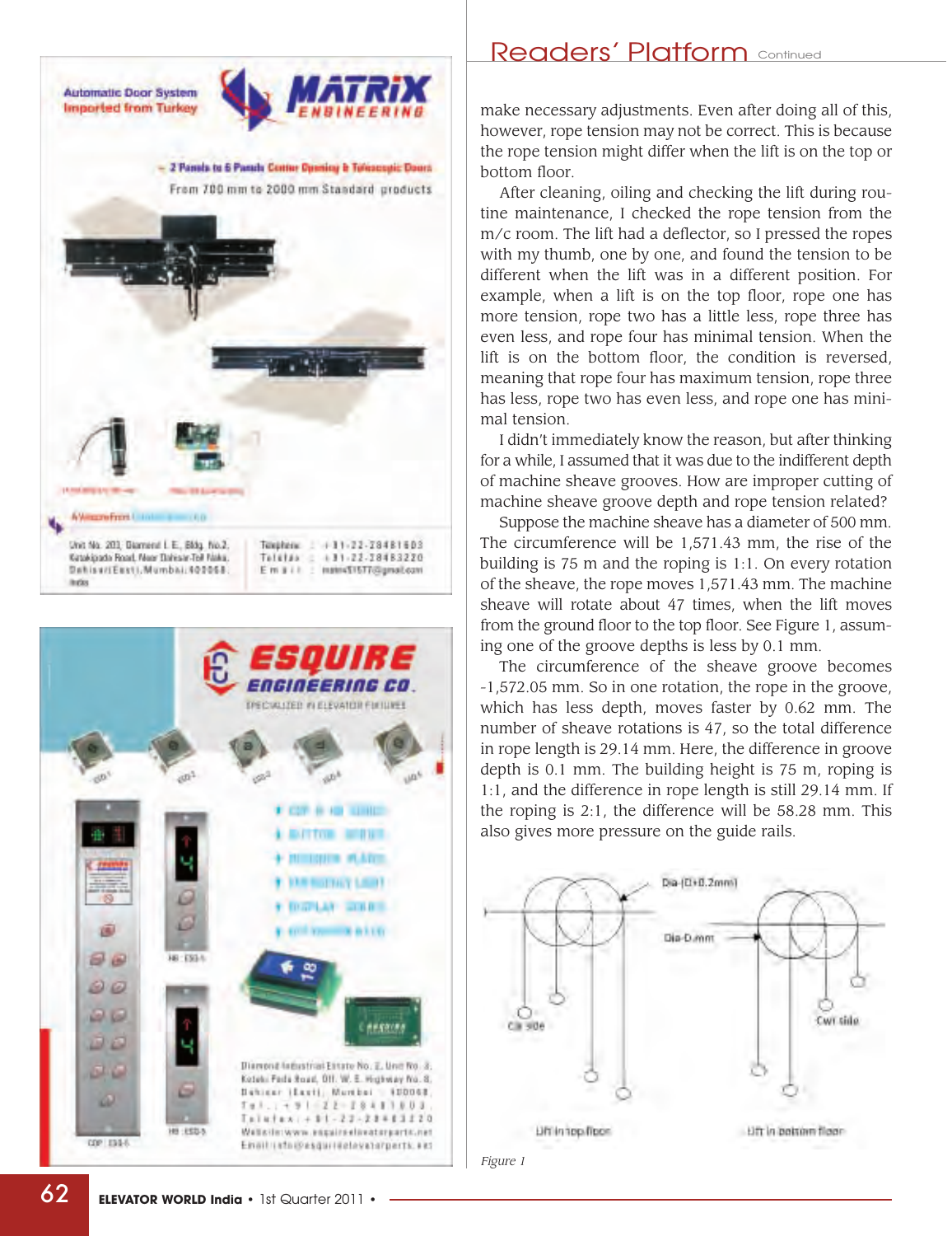make necessary adjustments. Even after doing all of this, however, rope tension may not be correct. This is because the rope tension might differ when the lift is on the top or bottom floor.

After cleaning, oiling and checking the lift during routine maintenance, I checked the rope tension from the m/c room. The lift had a deflector, so I pressed the ropes with my thumb, one by one, and found the tension to be different when the lift was in a different position. For example, when a lift is on the top floor, rope one has more tension, rope two has a little less, rope three has even less, and rope four has minimal tension. When the lift is on the bottom floor, the condition is reversed, meaning that rope four has maximum tension, rope three has less, rope two has even less, and rope one has minimal tension.

I didn't immediately know the reason, but after thinking for a while, I assumed that it was due to the indifferent depth of machine sheave grooves. How are improper cutting of machine sheave groove depth and rope tension related?

Suppose the machine sheave has a diameter of 500 mm. The circumference will be 1,571.43 mm, the rise of the building is 75 m and the roping is 1:1. On every rotation of the sheave, the rope moves 1,571.43 mm. The machine sheave will rotate about 47 times, when the lift moves from the ground floor to the top floor. See Figure 1, assuming one of the groove depths is less by 0.1 mm.

The circumference of the sheave groove becomes -1,572.05 mm. So in one rotation, the rope in the groove, which has less depth, moves faster by 0.62 mm. The number of sheave rotations is 47, so the total difference in rope length is 29.14 mm. Here, the difference in groove depth is 0.1 mm. The building height is 75 m, roping is 1:1, and the difference in rope length is still 29.14 mm. If the roping is 2:1, the difference will be 58.28 mm. This also gives more pressure on the guide rails.

*Figure 1*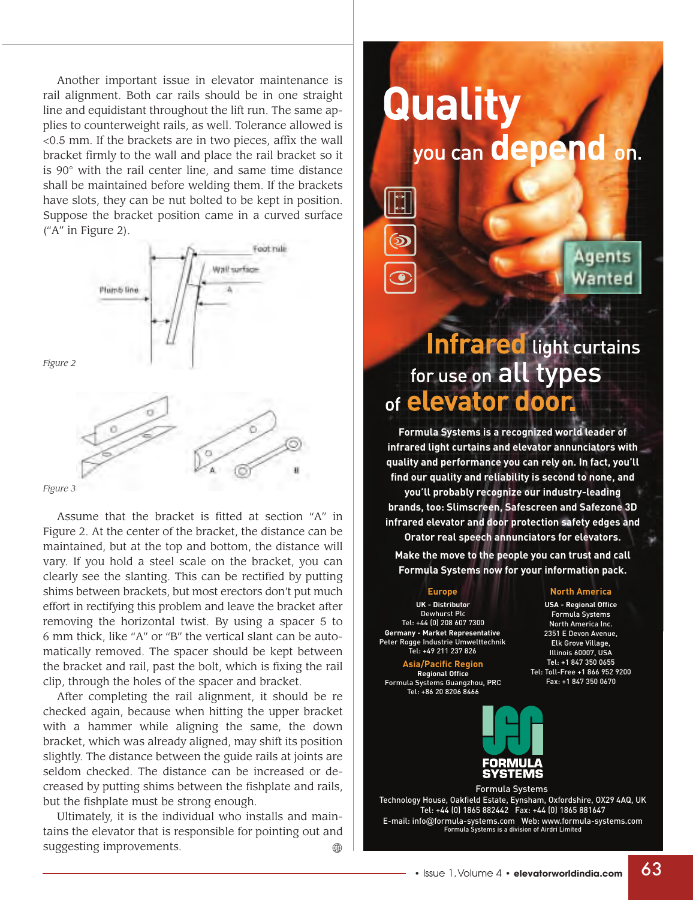Another important issue in elevator maintenance is rail alignment. Both car rails should be in one straight line and equidistant throughout the lift run. The same applies to counterweight rails, as well. Tolerance allowed is <0.5 mm. If the brackets are in two pieces, affix the wall bracket firmly to the wall and place the rail bracket so it is 90° with the rail center line, and same time distance shall be maintained before welding them. If the brackets have slots, they can be nut bolted to be kept in position. Suppose the bracket position came in a curved surface ("A" in Figure 2).

Foot rule
Wall surface
Plumb line
A

*Figure 2*

A
B

*Figure 3*

Assume that the bracket is fitted at section "A" in Figure 2. At the center of the bracket, the distance can be maintained, but at the top and bottom, the distance will vary. If you hold a steel scale on the bracket, you can clearly see the slanting. This can be rectified by putting shims between brackets, but most erectors don't put much effort in rectifying this problem and leave the bracket after removing the horizontal twist. By using a spacer 5 to 6 mm thick, like "A" or "B" the vertical slant can be automatically removed. The spacer should be kept between the bracket and rail, past the bolt, which is fixing the rail clip, through the holes of the spacer and bracket.

After completing the rail alignment, it should be re checked again, because when hitting the upper bracket with a hammer while aligning the same, the down bracket, which was already aligned, may shift its position slightly. The distance between the guide rails at joints are seldom checked. The distance can be increased or decreased by putting shims between the fishplate and rails, but the fishplate must be strong enough.

Ultimately, it is the individual who installs and maintains the elevator that is responsible for pointing out and suggesting improvements.

# Quality you can depend on.

Agents Wanted

## Infrared light curtains for use on all types of elevator door.

**Formula Systems is a recognized world leader of infrared light curtains and elevator annunciators with quality and performance you can rely on. In fact, you'll find our quality and reliability is second to none, and you'll probably recognize our industry-leading brands, too: Slimscreen, Safescreen and Safezone 3D infrared elevator and door protection safety edges and Orator real speech annunciators for elevators.**

**Make the move to the people you can trust and call Formula Systems now for your information pack.**

**Europe**

**UK - Distributor**
Dewhurst Plc
Tel: +44 (0) 208 607 7300

**Germany - Market Representative**
Peter Rogge Industrie Umwelttechnik
Tel: +49 211 237 826

**Asia/Pacific Region**

**Regional Office**
Formula Systems Guangzhou, PRC
Tel: +86 20 8206 8466

**North America**

**USA - Regional Office**
Formula Systems
North America Inc.
2351 E Devon Avenue,
Elk Grove Village,
Illinois 60007, USA
Tel: +1 847 350 0655
Tel: Toll-Free +1 866 952 9200
Fax: +1 847 350 0670

FORMULA SYSTEMS

Formula Systems
Technology House, Oakfield Estate, Eynsham, Oxfordshire, OX29 4AQ, UK
Tel: +44 (0) 1865 882442 Fax: +44 (0) 1865 881647
E-mail: info@formula-systems.com Web: www.formula-systems.com
Formula Systems is a division of Airdri Limited